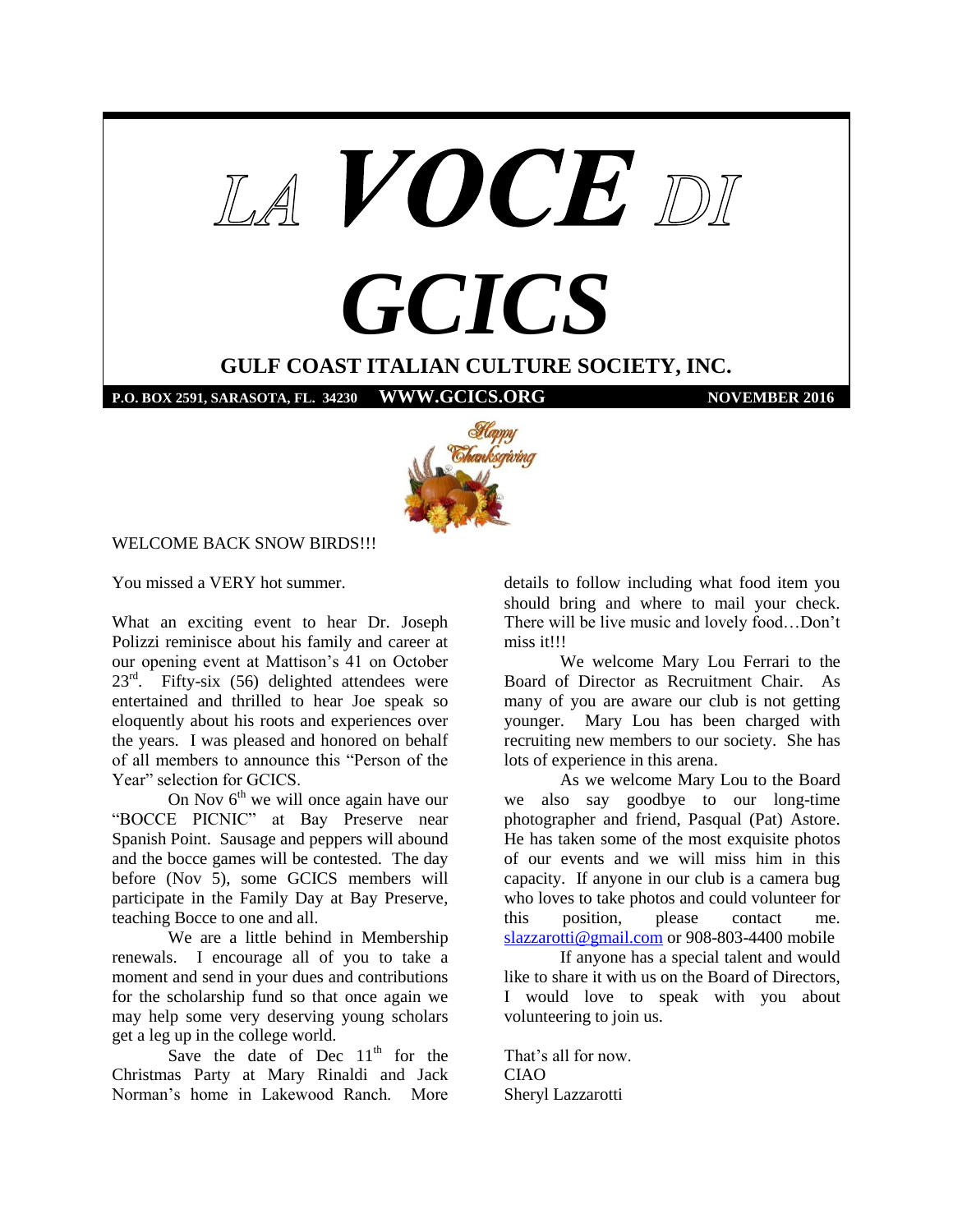# LA VOCE DI GCICS

## GULF COAST ITALIAN CULTURE SOCIETY, INC.

**P.O. BOX 2591, SARASOTA, FL. 34230** **WWW.GCICS.ORG** **NOVEMBER 2016**

WELCOME BACK SNOW BIRDS!!!

You missed a VERY hot summer.

What an exciting event to hear Dr. Joseph Polizzi reminisce about his family and career at our opening event at Mattison's 41 on October 23rd. Fifty-six (56) delighted attendees were entertained and thrilled to hear Joe speak so eloquently about his roots and experiences over the years. I was pleased and honored on behalf of all members to announce this "Person of the Year" selection for GCICS.

On Nov 6th we will once again have our "BOCCE PICNIC" at Bay Preserve near Spanish Point. Sausage and peppers will abound and the bocce games will be contested. The day before (Nov 5), some GCICS members will participate in the Family Day at Bay Preserve, teaching Bocce to one and all.

We are a little behind in Membership renewals. I encourage all of you to take a moment and send in your dues and contributions for the scholarship fund so that once again we may help some very deserving young scholars get a leg up in the college world.

Save the date of Dec 11th for the Christmas Party at Mary Rinaldi and Jack Norman's home in Lakewood Ranch. More details to follow including what food item you should bring and where to mail your check. There will be live music and lovely food…Don't miss it!!!

We welcome Mary Lou Ferrari to the Board of Director as Recruitment Chair. As many of you are aware our club is not getting younger. Mary Lou has been charged with recruiting new members to our society. She has lots of experience in this arena.

As we welcome Mary Lou to the Board we also say goodbye to our long-time photographer and friend, Pasqual (Pat) Astore. He has taken some of the most exquisite photos of our events and we will miss him in this capacity. If anyone in our club is a camera bug who loves to take photos and could volunteer for this position, please contact me. slazzarotti@gmail.com or 908-803-4400 mobile

If anyone has a special talent and would like to share it with us on the Board of Directors, I would love to speak with you about volunteering to join us.

That's all for now.
CIAO
Sheryl Lazzarotti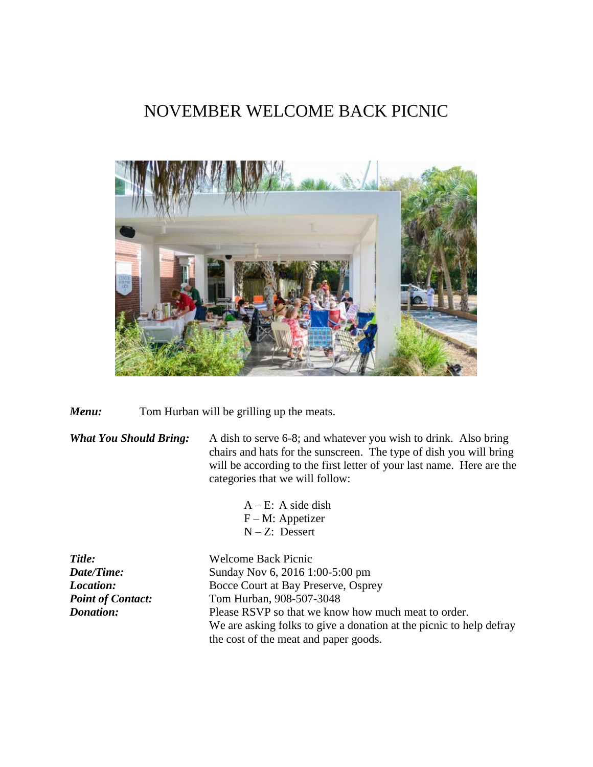# NOVEMBER WELCOME BACK PICNIC

***Menu:*** Tom Hurban will be grilling up the meats.

***What You Should Bring:*** A dish to serve 6-8; and whatever you wish to drink. Also bring chairs and hats for the sunscreen. The type of dish you will bring will be according to the first letter of your last name. Here are the categories that we will follow:

- A – E: A side dish
- F – M: Appetizer
- N – Z: Dessert

***Title:*** Welcome Back Picnic
***Date/Time:*** Sunday Nov 6, 2016 1:00-5:00 pm
***Location:*** Bocce Court at Bay Preserve, Osprey
***Point of Contact:*** Tom Hurban, 908-507-3048
***Donation:*** Please RSVP so that we know how much meat to order.
We are asking folks to give a donation at the picnic to help defray the cost of the meat and paper goods.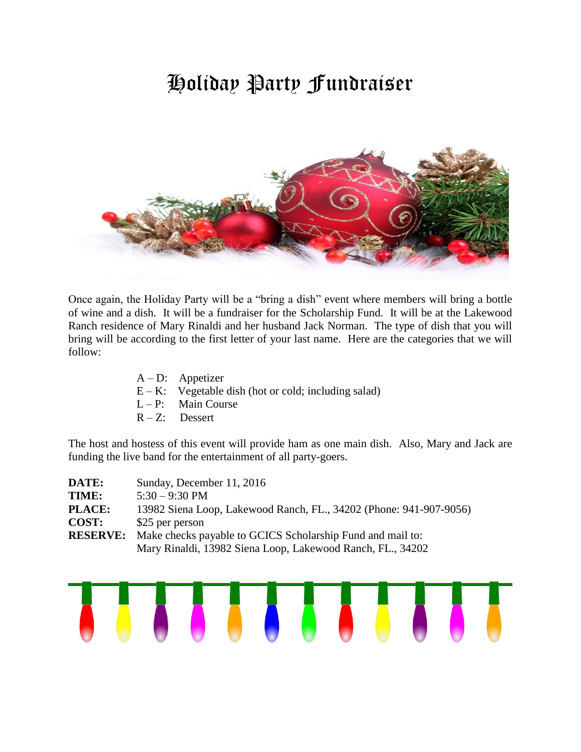# Holiday Party Fundraiser

Once again, the Holiday Party will be a "bring a dish" event where members will bring a bottle of wine and a dish. It will be a fundraiser for the Scholarship Fund. It will be at the Lakewood Ranch residence of Mary Rinaldi and her husband Jack Norman. The type of dish that you will bring will be according to the first letter of your last name. Here are the categories that we will follow:

A – D: Appetizer
E – K: Vegetable dish (hot or cold; including salad)
L – P: Main Course
R – Z: Dessert

The host and hostess of this event will provide ham as one main dish. Also, Mary and Jack are funding the live band for the entertainment of all party-goers.

**DATE:** Sunday, December 11, 2016
**TIME:** 5:30 – 9:30 PM
**PLACE:** 13982 Siena Loop, Lakewood Ranch, FL., 34202 (Phone: 941-907-9056)
**COST:** $25 per person
**RESERVE:** Make checks payable to GCICS Scholarship Fund and mail to:
Mary Rinaldi, 13982 Siena Loop, Lakewood Ranch, FL., 34202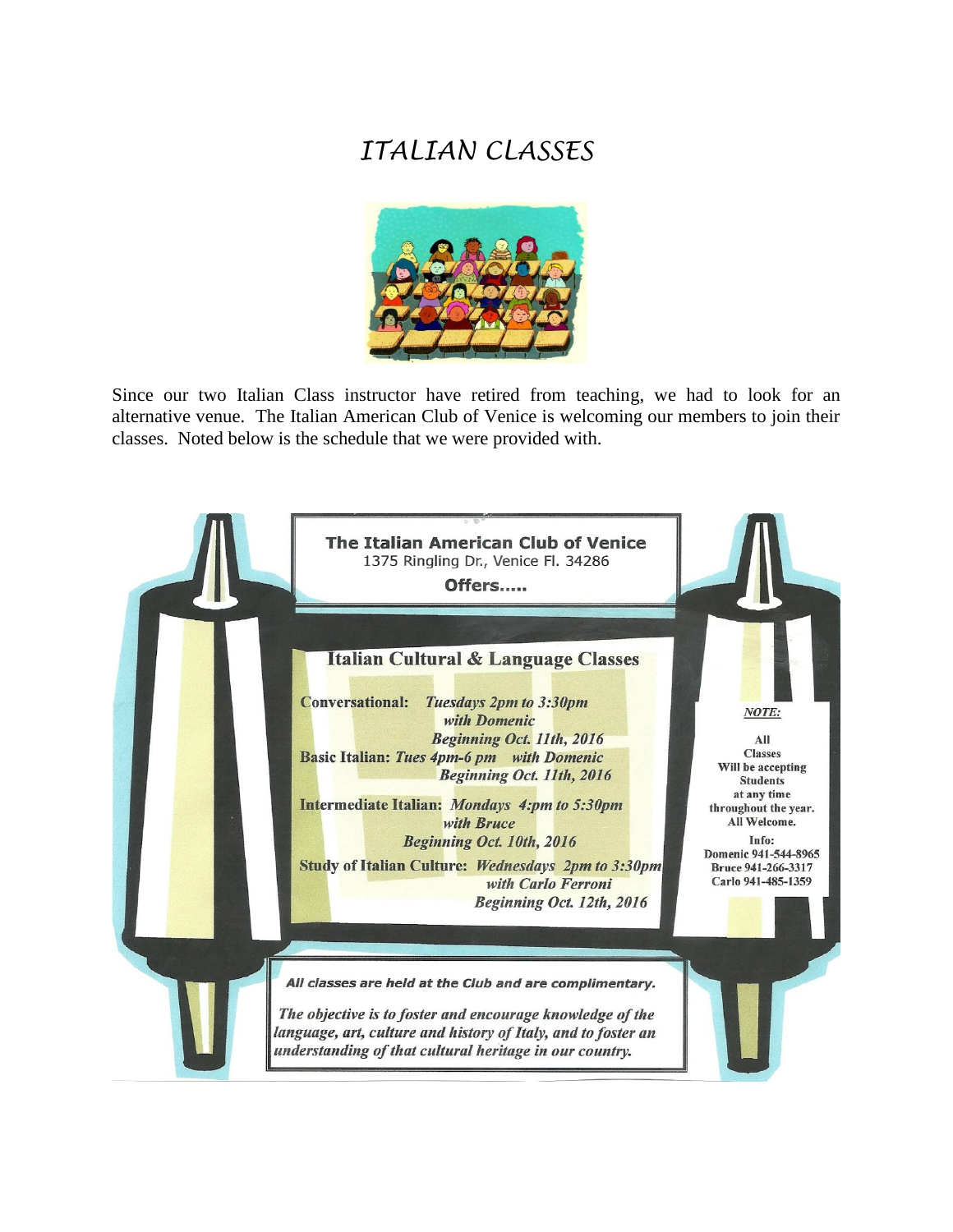# *ITALIAN CLASSES*

Since our two Italian Class instructor have retired from teaching, we had to look for an alternative venue. The Italian American Club of Venice is welcoming our members to join their classes. Noted below is the schedule that we were provided with.

**The Italian American Club of Venice**
1375 Ringling Dr., Venice Fl. 34286
**Offers.....**

## Italian Cultural & Language Classes

**Conversational:** ***Tuesdays 2pm to 3:30pm***
***with Domenic***
***Beginning Oct. 11th, 2016***

**Basic Italian:** ***Tues 4pm-6 pm with Domenic***
***Beginning Oct. 11th, 2016***

**Intermediate Italian:** ***Mondays 4:pm to 5:30pm***
***with Bruce***
***Beginning Oct. 10th, 2016***

**Study of Italian Culture:** ***Wednesdays 2pm to 3:30pm***
***with Carlo Ferroni***
***Beginning Oct. 12th, 2016***

***NOTE:***

**All Classes Will be accepting Students at any time throughout the year. All Welcome.**

**Info:**
**Domenic 941-544-8965**
**Bruce 941-266-3317**
**Carlo 941-485-1359**

***All classes are held at the Club and are complimentary.***

***The objective is to foster and encourage knowledge of the language, art, culture and history of Italy, and to foster an understanding of that cultural heritage in our country.***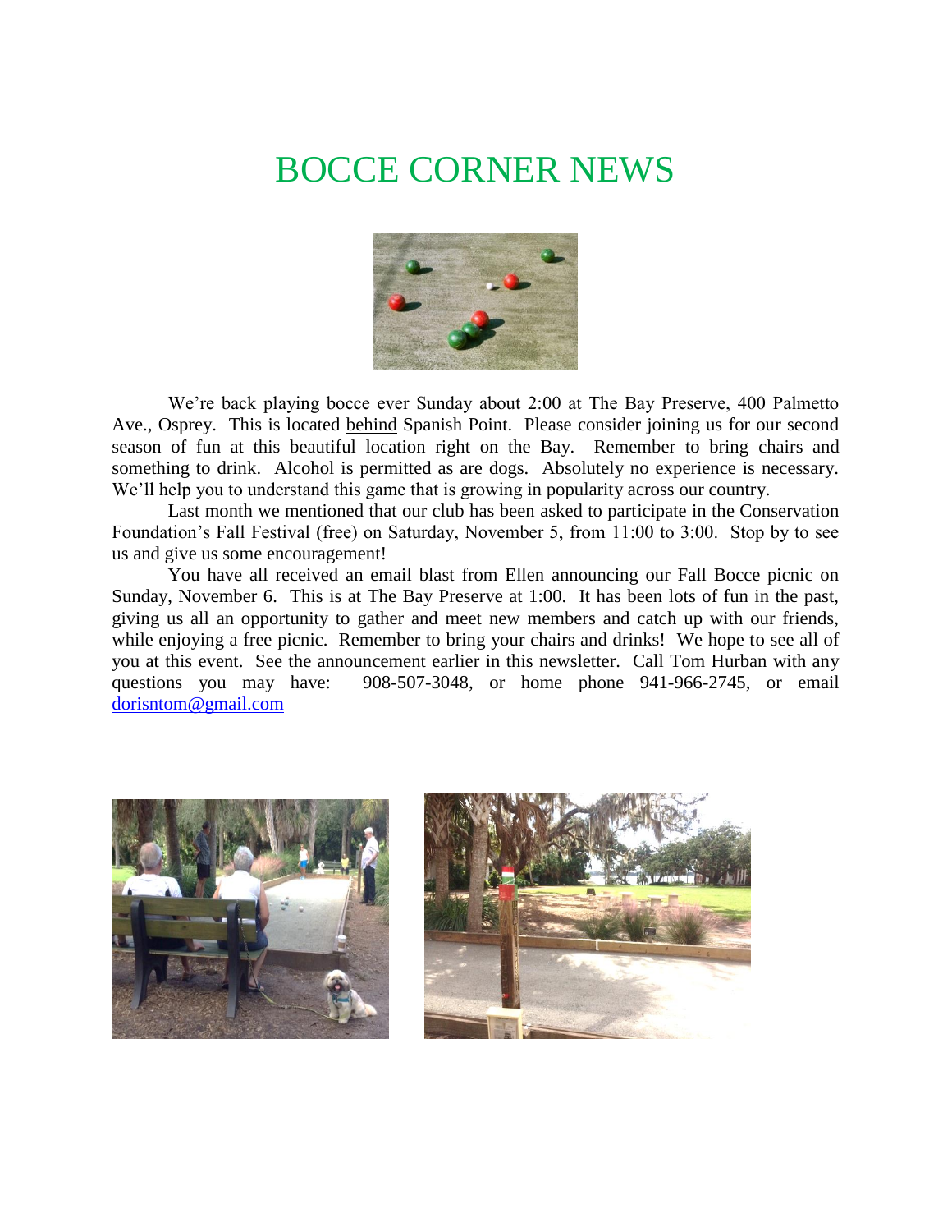# BOCCE CORNER NEWS

We're back playing bocce ever Sunday about 2:00 at The Bay Preserve, 400 Palmetto Ave., Osprey. This is located behind Spanish Point. Please consider joining us for our second season of fun at this beautiful location right on the Bay. Remember to bring chairs and something to drink. Alcohol is permitted as are dogs. Absolutely no experience is necessary. We'll help you to understand this game that is growing in popularity across our country.

Last month we mentioned that our club has been asked to participate in the Conservation Foundation's Fall Festival (free) on Saturday, November 5, from 11:00 to 3:00. Stop by to see us and give us some encouragement!

You have all received an email blast from Ellen announcing our Fall Bocce picnic on Sunday, November 6. This is at The Bay Preserve at 1:00. It has been lots of fun in the past, giving us all an opportunity to gather and meet new members and catch up with our friends, while enjoying a free picnic. Remember to bring your chairs and drinks! We hope to see all of you at this event. See the announcement earlier in this newsletter. Call Tom Hurban with any questions you may have: 908-507-3048, or home phone 941-966-2745, or email dorisntom@gmail.com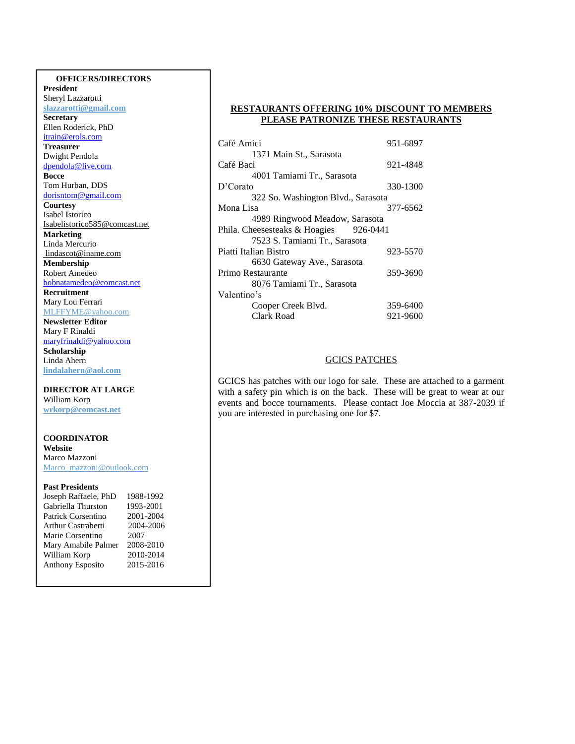**OFFICERS/DIRECTORS**

**President**
Sheryl Lazzarotti
slazzarotti@gmail.com

**Secretary**
Ellen Roderick, PhD
itrain@erols.com

**Treasurer**
Dwight Pendola
dpendola@live.com

**Bocce**
Tom Hurban, DDS
dorisntom@gmail.com

**Courtesy**
Isabel Istorico
Isabelistorico585@comcast.net

**Marketing**
Linda Mercurio
lindascot@iname.com

**Membership**
Robert Amedeo
bobnatamedeo@comcast.net

**Recruitment**
Mary Lou Ferrari
MLFFYME@yahoo.com

**Newsletter Editor**
Mary F Rinaldi
maryfrinaldi@yahoo.com

**Scholarship**
Linda Ahern
lindalahern@aol.com

**DIRECTOR AT LARGE**
William Korp
wrkorp@comcast.net

**COORDINATOR**
**Website**
Marco Mazzoni
Marco_mazzoni@outlook.com

**Past Presidents**

| | |
|---|---|
| Joseph Raffaele, PhD | 1988-1992 |
| Gabriella Thurston | 1993-2001 |
| Patrick Corsentino | 2001-2004 |
| Arthur Castraberti | 2004-2006 |
| Marie Corsentino | 2007 |
| Mary Amabile Palmer | 2008-2010 |
| William Korp | 2010-2014 |
| Anthony Esposito | 2015-2016 |

## RESTAURANTS OFFERING 10% DISCOUNT TO MEMBERS
## PLEASE PATRONIZE THESE RESTAURANTS

| | |
|---|---|
| Café Amici<br>1371 Main St., Sarasota | 951-6897 |
| Café Baci<br>4001 Tamiami Tr., Sarasota | 921-4848 |
| D'Corato<br>322 So. Washington Blvd., Sarasota | 330-1300 |
| Mona Lisa<br>4989 Ringwood Meadow, Sarasota | 377-6562 |
| Phila. Cheesesteaks & Hoagies<br>7523 S. Tamiami Tr., Sarasota | 926-0441 |
| Piatti Italian Bistro<br>6630 Gateway Ave., Sarasota | 923-5570 |
| Primo Restaurante<br>8076 Tamiami Tr., Sarasota | 359-3690 |
| Valentino's<br>Cooper Creek Blvd. | 359-6400 |
| Clark Road | 921-9600 |

## GCICS PATCHES

GCICS has patches with our logo for sale. These are attached to a garment with a safety pin which is on the back. These will be great to wear at our events and bocce tournaments. Please contact Joe Moccia at 387-2039 if you are interested in purchasing one for $7.